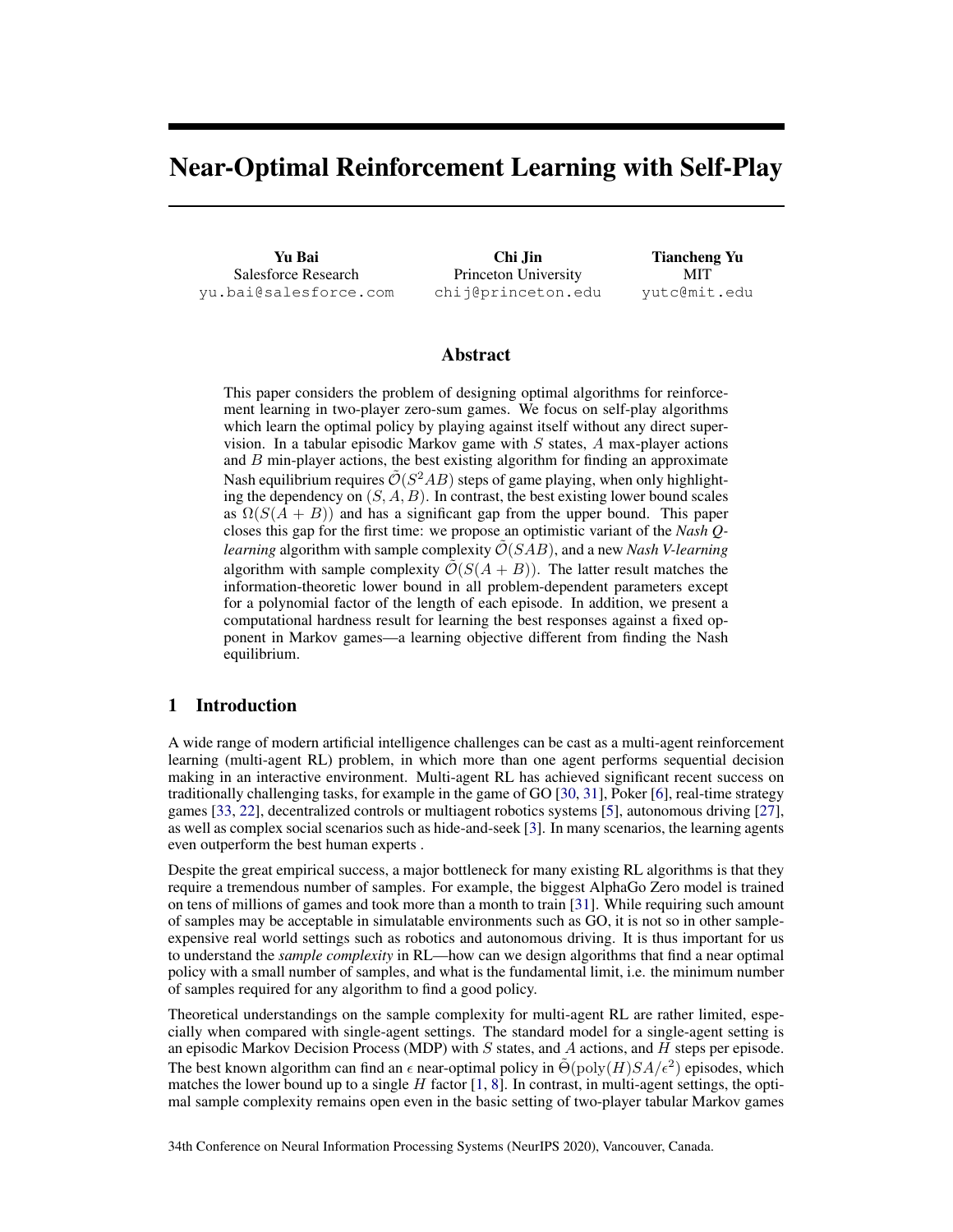# Near-Optimal Reinforcement Learning with Self-Play

**Yu Bai**
Salesforce Research
yu.bai@salesforce.com

**Chi Jin**
Princeton University
chij@princeton.edu

**Tiancheng Yu**
MIT
yutc@mit.edu

## Abstract

This paper considers the problem of designing optimal algorithms for reinforcement learning in two-player zero-sum games. We focus on self-play algorithms which learn the optimal policy by playing against itself without any direct supervision. In a tabular episodic Markov game with $S$ states, $A$ max-player actions and $B$ min-player actions, the best existing algorithm for finding an approximate Nash equilibrium requires $\tilde{\mathcal{O}}(S^2AB)$ steps of game playing, when only highlighting the dependency on $(S, A, B)$. In contrast, the best existing lower bound scales as $\Omega(S(A+B))$ and has a significant gap from the upper bound. This paper closes this gap for the first time: we propose an optimistic variant of the *Nash Q-learning* algorithm with sample complexity $\tilde{\mathcal{O}}(SAB)$, and a new *Nash V-learning* algorithm with sample complexity $\tilde{\mathcal{O}}(S(A+B))$. The latter result matches the information-theoretic lower bound in all problem-dependent parameters except for a polynomial factor of the length of each episode. In addition, we present a computational hardness result for learning the best responses against a fixed opponent in Markov games—a learning objective different from finding the Nash equilibrium.

## 1 Introduction

A wide range of modern artificial intelligence challenges can be cast as a multi-agent reinforcement learning (multi-agent RL) problem, in which more than one agent performs sequential decision making in an interactive environment. Multi-agent RL has achieved significant recent success on traditionally challenging tasks, for example in the game of GO [30, 31], Poker [6], real-time strategy games [33, 22], decentralized controls or multiagent robotics systems [5], autonomous driving [27], as well as complex social scenarios such as hide-and-seek [3]. In many scenarios, the learning agents even outperform the best human experts .

Despite the great empirical success, a major bottleneck for many existing RL algorithms is that they require a tremendous number of samples. For example, the biggest AlphaGo Zero model is trained on tens of millions of games and took more than a month to train [31]. While requiring such amount of samples may be acceptable in simulatable environments such as GO, it is not so in other sample-expensive real world settings such as robotics and autonomous driving. It is thus important for us to understand the *sample complexity* in RL—how can we design algorithms that find a near optimal policy with a small number of samples, and what is the fundamental limit, i.e. the minimum number of samples required for any algorithm to find a good policy.

Theoretical understandings on the sample complexity for multi-agent RL are rather limited, especially when compared with single-agent settings. The standard model for a single-agent setting is an episodic Markov Decision Process (MDP) with $S$ states, and $A$ actions, and $H$ steps per episode. The best known algorithm can find an $\epsilon$ near-optimal policy in $\tilde{\Theta}(\mathrm{poly}(H)SA/\epsilon^2)$ episodes, which matches the lower bound up to a single $H$ factor [1, 8]. In contrast, in multi-agent settings, the optimal sample complexity remains open even in the basic setting of two-player tabular Markov games

34th Conference on Neural Information Processing Systems (NeurIPS 2020), Vancouver, Canada.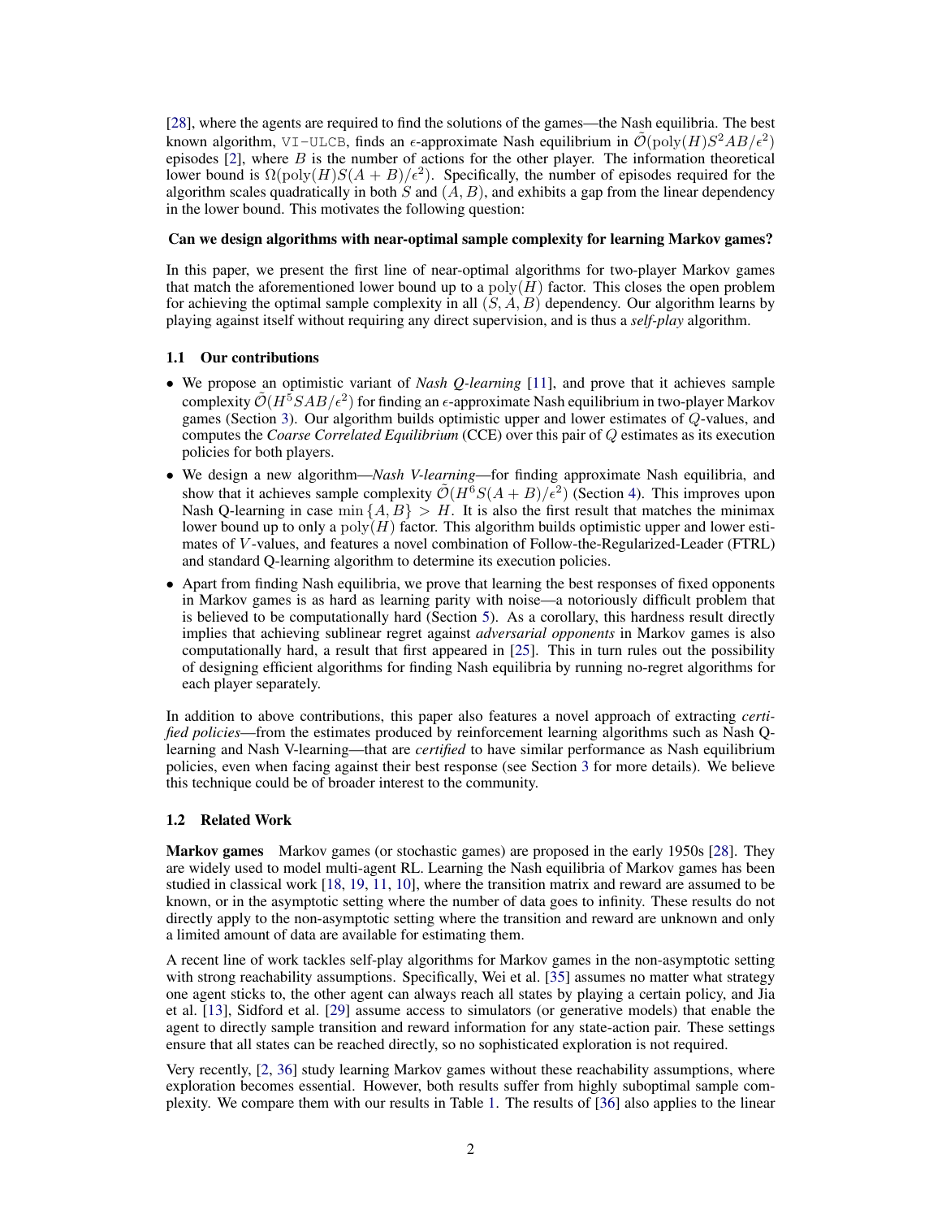[28], where the agents are required to find the solutions of the games—the Nash equilibria. The best known algorithm, VI-ULCB, finds an $\epsilon$-approximate Nash equilibrium in $\tilde{\mathcal{O}}(\text{poly}(H)S^2AB/\epsilon^2)$ episodes [2], where $B$ is the number of actions for the other player. The information theoretical lower bound is $\Omega(\text{poly}(H)S(A+B)/\epsilon^2)$. Specifically, the number of episodes required for the algorithm scales quadratically in both $S$ and $(A, B)$, and exhibits a gap from the linear dependency in the lower bound. This motivates the following question:

**Can we design algorithms with near-optimal sample complexity for learning Markov games?**

In this paper, we present the first line of near-optimal algorithms for two-player Markov games that match the aforementioned lower bound up to a $\text{poly}(H)$ factor. This closes the open problem for achieving the optimal sample complexity in all $(S, A, B)$ dependency. Our algorithm learns by playing against itself without requiring any direct supervision, and is thus a *self-play* algorithm.

### 1.1 Our contributions

- We propose an optimistic variant of *Nash Q-learning* [11], and prove that it achieves sample complexity $\tilde{\mathcal{O}}(H^5SAB/\epsilon^2)$ for finding an $\epsilon$-approximate Nash equilibrium in two-player Markov games (Section 3). Our algorithm builds optimistic upper and lower estimates of $Q$-values, and computes the *Coarse Correlated Equilibrium* (CCE) over this pair of $Q$ estimates as its execution policies for both players.
- We design a new algorithm—*Nash V-learning*—for finding approximate Nash equilibria, and show that it achieves sample complexity $\tilde{\mathcal{O}}(H^6S(A+B)/\epsilon^2)$ (Section 4). This improves upon Nash Q-learning in case $\min\{A, B\} > H$. It is also the first result that matches the minimax lower bound up to only a $\text{poly}(H)$ factor. This algorithm builds optimistic upper and lower estimates of $V$-values, and features a novel combination of Follow-the-Regularized-Leader (FTRL) and standard Q-learning algorithm to determine its execution policies.
- Apart from finding Nash equilibria, we prove that learning the best responses of fixed opponents in Markov games is as hard as learning parity with noise—a notoriously difficult problem that is believed to be computationally hard (Section 5). As a corollary, this hardness result directly implies that achieving sublinear regret against *adversarial opponents* in Markov games is also computationally hard, a result that first appeared in [25]. This in turn rules out the possibility of designing efficient algorithms for finding Nash equilibria by running no-regret algorithms for each player separately.

In addition to above contributions, this paper also features a novel approach of extracting *certified policies*—from the estimates produced by reinforcement learning algorithms such as Nash Q-learning and Nash V-learning—that are *certified* to have similar performance as Nash equilibrium policies, even when facing against their best response (see Section 3 for more details). We believe this technique could be of broader interest to the community.

### 1.2 Related Work

**Markov games** Markov games (or stochastic games) are proposed in the early 1950s [28]. They are widely used to model multi-agent RL. Learning the Nash equilibria of Markov games has been studied in classical work [18, 19, 11, 10], where the transition matrix and reward are assumed to be known, or in the asymptotic setting where the number of data goes to infinity. These results do not directly apply to the non-asymptotic setting where the transition and reward are unknown and only a limited amount of data are available for estimating them.

A recent line of work tackles self-play algorithms for Markov games in the non-asymptotic setting with strong reachability assumptions. Specifically, Wei et al. [35] assumes no matter what strategy one agent sticks to, the other agent can always reach all states by playing a certain policy, and Jia et al. [13], Sidford et al. [29] assume access to simulators (or generative models) that enable the agent to directly sample transition and reward information for any state-action pair. These settings ensure that all states can be reached directly, so no sophisticated exploration is not required.

Very recently, [2, 36] study learning Markov games without these reachability assumptions, where exploration becomes essential. However, both results suffer from highly suboptimal sample complexity. We compare them with our results in Table 1. The results of [36] also applies to the linear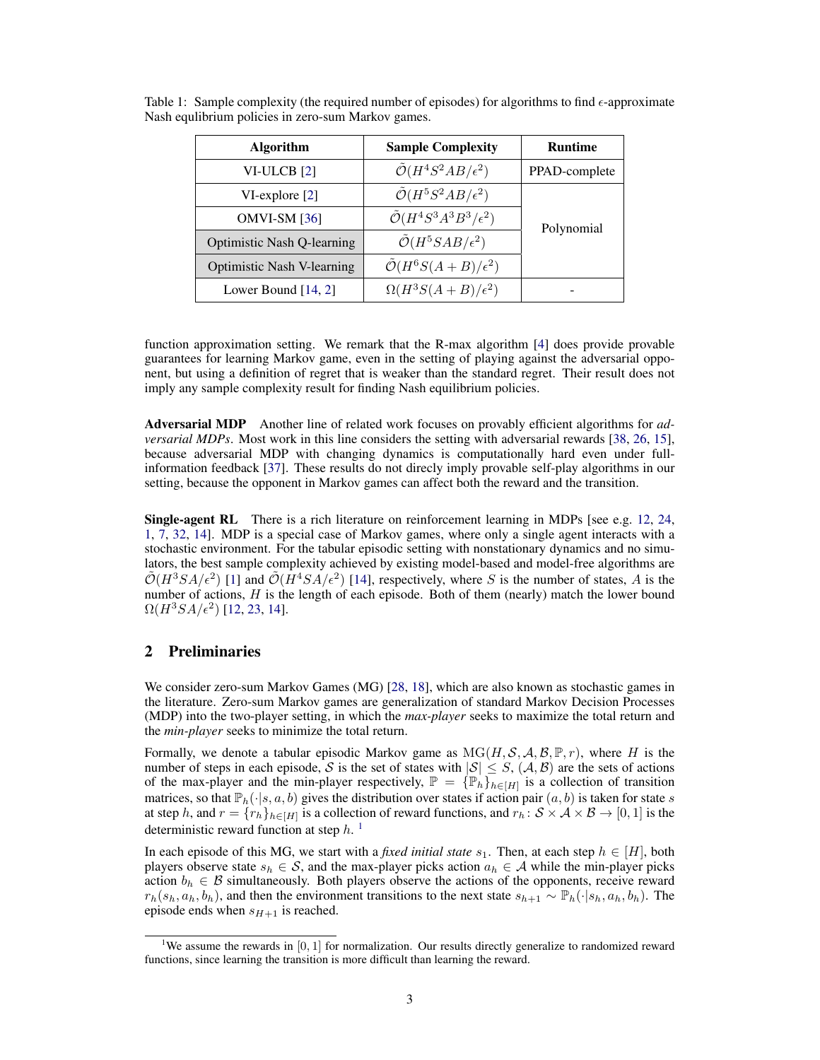Table 1: Sample complexity (the required number of episodes) for algorithms to find $\epsilon$-approximate Nash equlibrium policies in zero-sum Markov games.

| Algorithm | Sample Complexity | Runtime |
|---|---|---|
| VI-ULCB [2] | $\tilde{\mathcal{O}}(H^4S^2AB/\epsilon^2)$ | PPAD-complete |
| VI-explore [2] | $\tilde{\mathcal{O}}(H^5S^2AB/\epsilon^2)$ | Polynomial |
| OMVI-SM [36] | $\tilde{\mathcal{O}}(H^4S^3A^3B^3/\epsilon^2)$ | |
| Optimistic Nash Q-learning | $\tilde{\mathcal{O}}(H^5SAB/\epsilon^2)$ | |
| Optimistic Nash V-learning | $\tilde{\mathcal{O}}(H^6S(A+B)/\epsilon^2)$ | |
| Lower Bound [14, 2] | $\Omega(H^3S(A+B)/\epsilon^2)$ | - |

function approximation setting. We remark that the R-max algorithm [4] does provide provable guarantees for learning Markov game, even in the setting of playing against the adversarial opponent, but using a definition of regret that is weaker than the standard regret. Their result does not imply any sample complexity result for finding Nash equilibrium policies.

**Adversarial MDP** Another line of related work focuses on provably efficient algorithms for *adversarial MDPs*. Most work in this line considers the setting with adversarial rewards [38, 26, 15], because adversarial MDP with changing dynamics is computationally hard even under full-information feedback [37]. These results do not direcly imply provable self-play algorithms in our setting, because the opponent in Markov games can affect both the reward and the transition.

**Single-agent RL** There is a rich literature on reinforcement learning in MDPs [see e.g. 12, 24, 1, 7, 32, 14]. MDP is a special case of Markov games, where only a single agent interacts with a stochastic environment. For the tabular episodic setting with nonstationary dynamics and no simulators, the best sample complexity achieved by existing model-based and model-free algorithms are $\tilde{\mathcal{O}}(H^3SA/\epsilon^2)$ [1] and $\tilde{\mathcal{O}}(H^4SA/\epsilon^2)$ [14], respectively, where $S$ is the number of states, $A$ is the number of actions, $H$ is the length of each episode. Both of them (nearly) match the lower bound $\Omega(H^3SA/\epsilon^2)$ [12, 23, 14].

## 2 Preliminaries

We consider zero-sum Markov Games (MG) [28, 18], which are also known as stochastic games in the literature. Zero-sum Markov games are generalization of standard Markov Decision Processes (MDP) into the two-player setting, in which the *max-player* seeks to maximize the total return and the *min-player* seeks to minimize the total return.

Formally, we denote a tabular episodic Markov game as $\mathrm{MG}(H, \mathcal{S}, \mathcal{A}, \mathcal{B}, \mathbb{P}, r)$, where $H$ is the number of steps in each episode, $\mathcal{S}$ is the set of states with $|\mathcal{S}| \le S$, $(\mathcal{A}, \mathcal{B})$ are the sets of actions of the max-player and the min-player respectively, $\mathbb{P} = \{\mathbb{P}_h\}_{h\in[H]}$ is a collection of transition matrices, so that $\mathbb{P}_h(\cdot|s, a, b)$ gives the distribution over states if action pair $(a, b)$ is taken for state $s$ at step $h$, and $r = \{r_h\}_{h\in[H]}$ is a collection of reward functions, and $r_h \colon \mathcal{S} \times \mathcal{A} \times \mathcal{B} \to [0, 1]$ is the deterministic reward function at step $h$. [1]

In each episode of this MG, we start with a *fixed initial state* $s_1$. Then, at each step $h \in [H]$, both players observe state $s_h \in \mathcal{S}$, and the max-player picks action $a_h \in \mathcal{A}$ while the min-player picks action $b_h \in \mathcal{B}$ simultaneously. Both players observe the actions of the opponents, receive reward $r_h(s_h, a_h, b_h)$, and then the environment transitions to the next state $s_{h+1} \sim \mathbb{P}_h(\cdot|s_h, a_h, b_h)$. The episode ends when $s_{H+1}$ is reached.

[1] We assume the rewards in $[0, 1]$ for normalization. Our results directly generalize to randomized reward functions, since learning the transition is more difficult than learning the reward.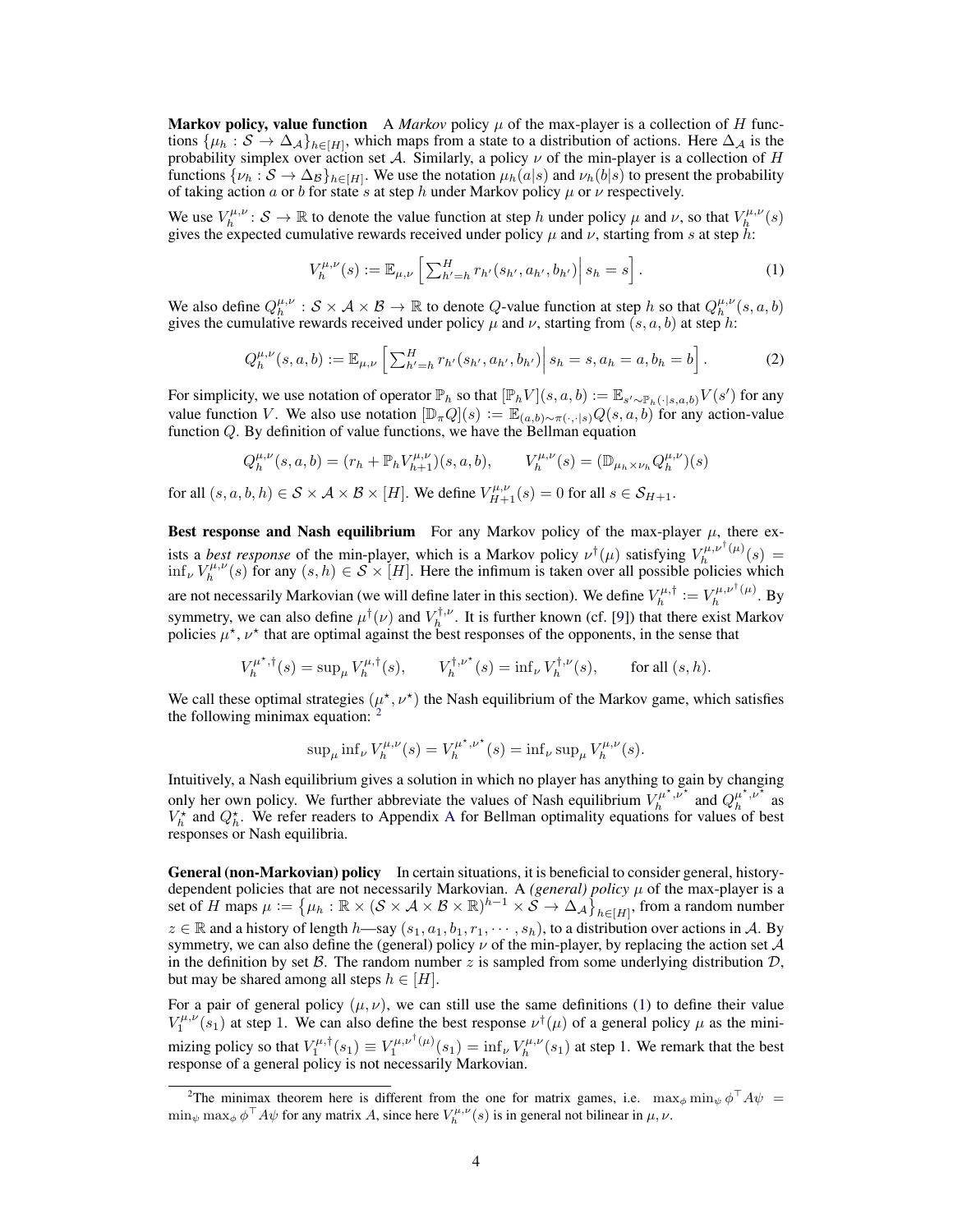**Markov policy, value function** A *Markov* policy $\mu$ of the max-player is a collection of $H$ functions $\{\mu_h : \mathcal{S} \to \Delta_{\mathcal{A}}\}_{h\in[H]}$, which maps from a state to a distribution of actions. Here $\Delta_{\mathcal{A}}$ is the probability simplex over action set $\mathcal{A}$. Similarly, a policy $\nu$ of the min-player is a collection of $H$ functions $\{\nu_h : \mathcal{S} \to \Delta_{\mathcal{B}}\}_{h\in[H]}$. We use the notation $\mu_h(a|s)$ and $\nu_h(b|s)$ to present the probability of taking action $a$ or $b$ for state $s$ at step $h$ under Markov policy $\mu$ or $\nu$ respectively.

We use $V_h^{\mu,\nu} \colon \mathcal{S} \to \mathbb{R}$ to denote the value function at step $h$ under policy $\mu$ and $\nu$, so that $V_h^{\mu,\nu}(s)$ gives the expected cumulative rewards received under policy $\mu$ and $\nu$, starting from $s$ at step $h$:

$$V_h^{\mu,\nu}(s) := \mathbb{E}_{\mu,\nu}\left[\sum_{h'=h}^{H} r_{h'}(s_{h'}, a_{h'}, b_{h'}) \middle| s_h = s\right]. \tag{1}$$

We also define $Q_h^{\mu,\nu} : \mathcal{S} \times \mathcal{A} \times \mathcal{B} \to \mathbb{R}$ to denote $Q$-value function at step $h$ so that $Q_h^{\mu,\nu}(s, a, b)$ gives the cumulative rewards received under policy $\mu$ and $\nu$, starting from $(s, a, b)$ at step $h$:

$$Q_h^{\mu,\nu}(s, a, b) := \mathbb{E}_{\mu,\nu}\left[\sum_{h'=h}^{H} r_{h'}(s_{h'}, a_{h'}, b_{h'}) \middle| s_h = s, a_h = a, b_h = b\right]. \tag{2}$$

For simplicity, we use notation of operator $\mathbb{P}_h$ so that $[\mathbb{P}_h V](s, a, b) := \mathbb{E}_{s'\sim\mathbb{P}_h(\cdot|s,a,b)} V(s')$ for any value function $V$. We also use notation $[\mathbb{D}_\pi Q](s) := \mathbb{E}_{(a,b)\sim\pi(\cdot,\cdot|s)} Q(s, a, b)$ for any action-value function $Q$. By definition of value functions, we have the Bellman equation

$$Q_h^{\mu,\nu}(s, a, b) = (r_h + \mathbb{P}_h V_{h+1}^{\mu,\nu})(s, a, b), \qquad V_h^{\mu,\nu}(s) = (\mathbb{D}_{\mu_h\times\nu_h} Q_h^{\mu,\nu})(s)$$

for all $(s, a, b, h) \in \mathcal{S} \times \mathcal{A} \times \mathcal{B} \times [H]$. We define $V_{H+1}^{\mu,\nu}(s) = 0$ for all $s \in \mathcal{S}_{H+1}$.

**Best response and Nash equilibrium** For any Markov policy of the max-player $\mu$, there exists a *best response* of the min-player, which is a Markov policy $\nu^\dagger(\mu)$ satisfying $V_h^{\mu,\nu^\dagger(\mu)}(s) = \inf_\nu V_h^{\mu,\nu}(s)$ for any $(s, h) \in \mathcal{S} \times [H]$. Here the infimum is taken over all possible policies which are not necessarily Markovian (we will define later in this section). We define $V_h^{\mu,\dagger} := V_h^{\mu,\nu^\dagger(\mu)}$. By symmetry, we can also define $\mu^\dagger(\nu)$ and $V_h^{\dagger,\nu}$. It is further known (cf. [9]) that there exist Markov policies $\mu^\star$, $\nu^\star$ that are optimal against the best responses of the opponents, in the sense that

$$V_h^{\mu^\star,\dagger}(s) = \sup_\mu V_h^{\mu,\dagger}(s), \qquad V_h^{\dagger,\nu^\star}(s) = \inf_\nu V_h^{\dagger,\nu}(s), \qquad \text{for all } (s, h).$$

We call these optimal strategies $(\mu^\star, \nu^\star)$ the Nash equilibrium of the Markov game, which satisfies the following minimax equation: [2]

$$\sup_\mu \inf_\nu V_h^{\mu,\nu}(s) = V_h^{\mu^\star,\nu^\star}(s) = \inf_\nu \sup_\mu V_h^{\mu,\nu}(s).$$

Intuitively, a Nash equilibrium gives a solution in which no player has anything to gain by changing only her own policy. We further abbreviate the values of Nash equilibrium $V_h^{\mu^\star,\nu^\star}$ and $Q_h^{\mu^\star,\nu^\star}$ as $V_h^\star$ and $Q_h^\star$. We refer readers to Appendix A for Bellman optimality equations for values of best responses or Nash equilibria.

**General (non-Markovian) policy** In certain situations, it is beneficial to consider general, history-dependent policies that are not necessarily Markovian. A *(general) policy* $\mu$ of the max-player is a set of $H$ maps $\mu := \left\{\mu_h : \mathbb{R} \times (\mathcal{S} \times \mathcal{A} \times \mathcal{B} \times \mathbb{R})^{h-1} \times \mathcal{S} \to \Delta_{\mathcal{A}}\right\}_{h\in[H]}$, from a random number $z \in \mathbb{R}$ and a history of length $h$—say $(s_1, a_1, b_1, r_1, \cdots, s_h)$, to a distribution over actions in $\mathcal{A}$. By symmetry, we can also define the (general) policy $\nu$ of the min-player, by replacing the action set $\mathcal{A}$ in the definition by set $\mathcal{B}$. The random number $z$ is sampled from some underlying distribution $\mathcal{D}$, but may be shared among all steps $h \in [H]$.

For a pair of general policy $(\mu, \nu)$, we can still use the same definitions (1) to define their value $V_1^{\mu,\nu}(s_1)$ at step 1. We can also define the best response $\nu^\dagger(\mu)$ of a general policy $\mu$ as the minimizing policy so that $V_1^{\mu,\dagger}(s_1) \equiv V_1^{\mu,\nu^\dagger(\mu)}(s_1) = \inf_\nu V_h^{\mu,\nu}(s_1)$ at step 1. We remark that the best response of a general policy is not necessarily Markovian.

---

[2] The minimax theorem here is different from the one for matrix games, i.e. $\max_\phi \min_\psi \phi^\top A\psi = \min_\psi \max_\phi \phi^\top A\psi$ for any matrix $A$, since here $V_h^{\mu,\nu}(s)$ is in general not bilinear in $\mu, \nu$.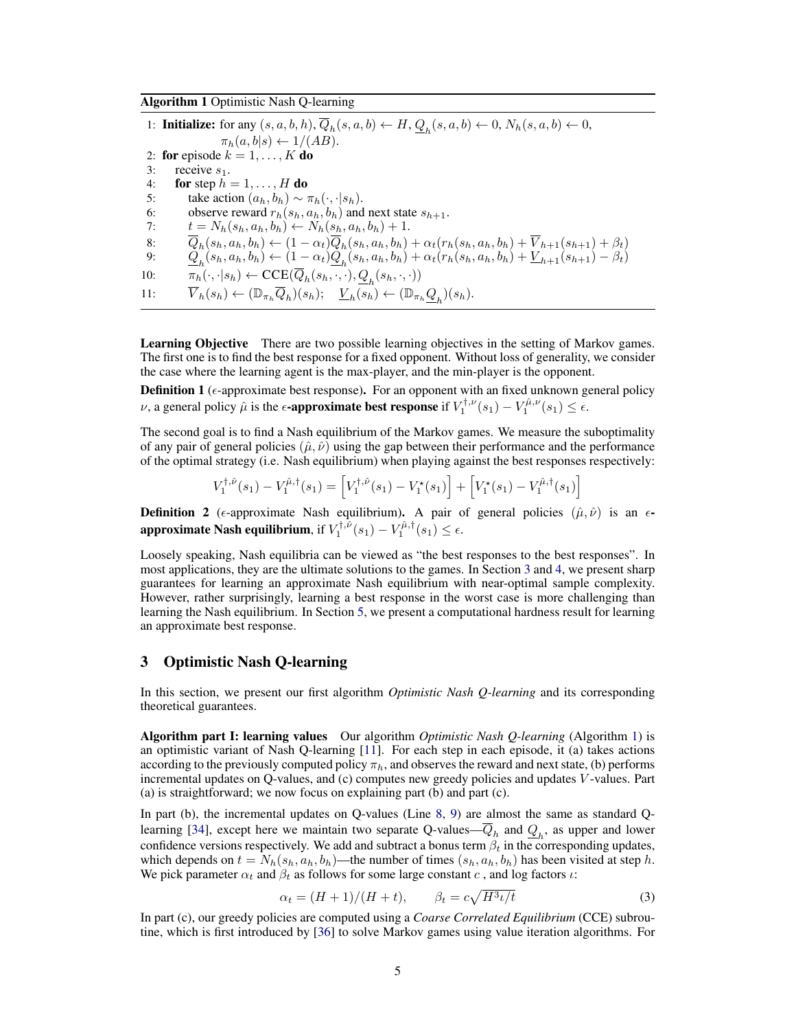**Algorithm 1** Optimistic Nash Q-learning

1: **Initialize:** for any $(s, a, b, h)$, $\overline{Q}_h(s, a, b) \leftarrow H$, $\underline{Q}_h(s, a, b) \leftarrow 0$, $N_h(s, a, b) \leftarrow 0$, $\pi_h(a, b|s) \leftarrow 1/(AB)$.
2: **for** episode $k = 1, \dots, K$ **do**
3: receive $s_1$.
4: **for** step $h = 1, \dots, H$ **do**
5: take action $(a_h, b_h) \sim \pi_h(\cdot, \cdot|s_h)$.
6: observe reward $r_h(s_h, a_h, b_h)$ and next state $s_{h+1}$.
7: $t = N_h(s_h, a_h, b_h) \leftarrow N_h(s_h, a_h, b_h) + 1$.
8: $\overline{Q}_h(s_h, a_h, b_h) \leftarrow (1 - \alpha_t)\overline{Q}_h(s_h, a_h, b_h) + \alpha_t(r_h(s_h, a_h, b_h) + \overline{V}_{h+1}(s_{h+1}) + \beta_t)$
9: $\underline{Q}_h(s_h, a_h, b_h) \leftarrow (1 - \alpha_t)\underline{Q}_h(s_h, a_h, b_h) + \alpha_t(r_h(s_h, a_h, b_h) + \underline{V}_{h+1}(s_{h+1}) - \beta_t)$
10: $\pi_h(\cdot, \cdot|s_h) \leftarrow \text{CCE}(\overline{Q}_h(s_h, \cdot, \cdot), \underline{Q}_h(s_h, \cdot, \cdot))$
11: $\overline{V}_h(s_h) \leftarrow (\mathbb{D}_{\pi_h}\overline{Q}_h)(s_h)$; $\underline{V}_h(s_h) \leftarrow (\mathbb{D}_{\pi_h}\underline{Q}_h)(s_h)$.

**Learning Objective** There are two possible learning objectives in the setting of Markov games. The first one is to find the best response for a fixed opponent. Without loss of generality, we consider the case where the learning agent is the max-player, and the min-player is the opponent.

**Definition 1** ($\epsilon$-approximate best response)**.** For an opponent with an fixed unknown general policy $\nu$, a general policy $\hat{\mu}$ is the **$\epsilon$-approximate best response** if $V_1^{\dagger,\nu}(s_1) - V_1^{\hat{\mu},\nu}(s_1) \le \epsilon$.

The second goal is to find a Nash equilibrium of the Markov games. We measure the suboptimality of any pair of general policies $(\hat{\mu}, \hat{\nu})$ using the gap between their performance and the performance of the optimal strategy (i.e. Nash equilibrium) when playing against the best responses respectively:

$$V_1^{\dagger,\hat{\nu}}(s_1) - V_1^{\hat{\mu},\dagger}(s_1) = \left[V_1^{\dagger,\hat{\nu}}(s_1) - V_1^{\star}(s_1)\right] + \left[V_1^{\star}(s_1) - V_1^{\hat{\mu},\dagger}(s_1)\right]$$

**Definition 2** ($\epsilon$-approximate Nash equilibrium)**.** A pair of general policies $(\hat{\mu}, \hat{\nu})$ is an **$\epsilon$-approximate Nash equilibrium**, if $V_1^{\dagger,\hat{\nu}}(s_1) - V_1^{\hat{\mu},\dagger}(s_1) \le \epsilon$.

Loosely speaking, Nash equilibria can be viewed as "the best responses to the best responses". In most applications, they are the ultimate solutions to the games. In Section 3 and 4, we present sharp guarantees for learning an approximate Nash equilibrium with near-optimal sample complexity. However, rather surprisingly, learning a best response in the worst case is more challenging than learning the Nash equilibrium. In Section 5, we present a computational hardness result for learning an approximate best response.

## 3 Optimistic Nash Q-learning

In this section, we present our first algorithm *Optimistic Nash Q-learning* and its corresponding theoretical guarantees.

**Algorithm part I: learning values** Our algorithm *Optimistic Nash Q-learning* (Algorithm 1) is an optimistic variant of Nash Q-learning [11]. For each step in each episode, it (a) takes actions according to the previously computed policy $\pi_h$, and observes the reward and next state, (b) performs incremental updates on Q-values, and (c) computes new greedy policies and updates $V$-values. Part (a) is straightforward; we now focus on explaining part (b) and part (c).

In part (b), the incremental updates on Q-values (Line 8, 9) are almost the same as standard Q-learning [34], except here we maintain two separate Q-values—$\overline{Q}_h$ and $\underline{Q}_h$, as upper and lower confidence versions respectively. We add and subtract a bonus term $\beta_t$ in the corresponding updates, which depends on $t = N_h(s_h, a_h, b_h)$—the number of times $(s_h, a_h, b_h)$ has been visited at step $h$. We pick parameter $\alpha_t$ and $\beta_t$ as follows for some large constant $c$, and log factors $\iota$:

$$\alpha_t = (H + 1)/(H + t), \qquad \beta_t = c\sqrt{H^3\iota/t} \tag{3}$$

In part (c), our greedy policies are computed using a *Coarse Correlated Equilibrium* (CCE) subroutine, which is first introduced by [36] to solve Markov games using value iteration algorithms. For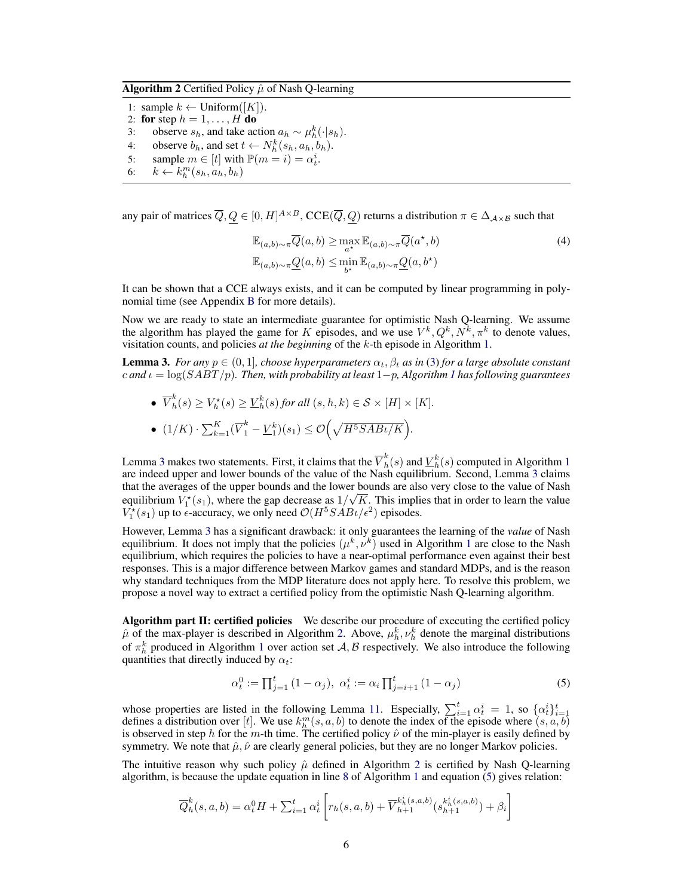**Algorithm 2** Certified Policy $\hat{\mu}$ of Nash Q-learning

```
1: sample k ← Uniform([K]).
2: for step h = 1, ..., H do
3:     observe s_h, and take action a_h ~ μ_h^k(·|s_h).
4:     observe b_h, and set t ← N_h^k(s_h, a_h, b_h).
5:     sample m ∈ [t] with P(m = i) = α_t^i.
6:     k ← k_h^m(s_h, a_h, b_h)
```

any pair of matrices $\overline{Q}, \underline{Q} \in [0, H]^{A \times B}$, $\mathrm{CCE}(\overline{Q}, \underline{Q})$ returns a distribution $\pi \in \Delta_{\mathcal{A} \times \mathcal{B}}$ such that

$$
\begin{aligned}
\mathbb{E}_{(a,b)\sim\pi}\overline{Q}(a,b) &\geq \max_{a^\star} \mathbb{E}_{(a,b)\sim\pi}\overline{Q}(a^\star, b) \\
\mathbb{E}_{(a,b)\sim\pi}\underline{Q}(a,b) &\leq \min_{b^\star} \mathbb{E}_{(a,b)\sim\pi}\underline{Q}(a, b^\star)
\end{aligned}
\tag{4}
$$

It can be shown that a CCE always exists, and it can be computed by linear programming in polynomial time (see Appendix B for more details).

Now we are ready to state an intermediate guarantee for optimistic Nash Q-learning. We assume the algorithm has played the game for $K$ episodes, and we use $V^k, Q^k, N^k, \pi^k$ to denote values, visitation counts, and policies *at the beginning* of the $k$-th episode in Algorithm 1.

**Lemma 3.** *For any $p \in (0, 1]$, choose hyperparameters $\alpha_t, \beta_t$ as in (3) for a large absolute constant $c$ and $\iota = \log(SABT/p)$. Then, with probability at least $1-p$, Algorithm 1 has following guarantees*

- $\overline{V}_h^k(s) \geq V_h^\star(s) \geq \underline{V}_h^k(s)$ *for all $(s, h, k) \in \mathcal{S} \times [H] \times [K]$.*
- $(1/K) \cdot \sum_{k=1}^K (\overline{V}_1^k - \underline{V}_1^k)(s_1) \leq \mathcal{O}\Big(\sqrt{H^5 SAB\iota/K}\Big)$.

Lemma 3 makes two statements. First, it claims that the $\overline{V}_h^k(s)$ and $\underline{V}_h^k(s)$ computed in Algorithm 1 are indeed upper and lower bounds of the value of the Nash equilibrium. Second, Lemma 3 claims that the averages of the upper bounds and the lower bounds are also very close to the value of Nash equilibrium $V_1^\star(s_1)$, where the gap decrease as $1/\sqrt{K}$. This implies that in order to learn the value $V_1^\star(s_1)$ up to $\epsilon$-accuracy, we only need $\mathcal{O}(H^5 SAB\iota/\epsilon^2)$ episodes.

However, Lemma 3 has a significant drawback: it only guarantees the learning of the *value* of Nash equilibrium. It does not imply that the policies $(\mu^k, \nu^k)$ used in Algorithm 1 are close to the Nash equilibrium, which requires the policies to have a near-optimal performance even against their best responses. This is a major difference between Markov games and standard MDPs, and is the reason why standard techniques from the MDP literature does not apply here. To resolve this problem, we propose a novel way to extract a certified policy from the optimistic Nash Q-learning algorithm.

**Algorithm part II: certified policies** We describe our procedure of executing the certified policy $\hat{\mu}$ of the max-player is described in Algorithm 2. Above, $\mu_h^k, \nu_h^k$ denote the marginal distributions of $\pi_h^k$ produced in Algorithm 1 over action set $\mathcal{A}, \mathcal{B}$ respectively. We also introduce the following quantities that directly induced by $\alpha_t$:

$$
\alpha_t^0 := \textstyle\prod_{j=1}^t (1 - \alpha_j), \;\; \alpha_t^i := \alpha_i \prod_{j=i+1}^t (1 - \alpha_j)
\tag{5}
$$

whose properties are listed in the following Lemma 11. Especially, $\sum_{i=1}^t \alpha_t^i = 1$, so $\{\alpha_t^i\}_{i=1}^t$ defines a distribution over $[t]$. We use $k_h^m(s, a, b)$ to denote the index of the episode where $(s, a, b)$ is observed in step $h$ for the $m$-th time. The certified policy $\hat{\nu}$ of the min-player is easily defined by symmetry. We note that $\hat{\mu}, \hat{\nu}$ are clearly general policies, but they are no longer Markov policies.

The intuitive reason why such policy $\hat{\mu}$ defined in Algorithm 2 is certified by Nash Q-learning algorithm, is because the update equation in line 8 of Algorithm 1 and equation (5) gives relation:

$$
\overline{Q}_h^k(s, a, b) = \alpha_t^0 H + \textstyle\sum_{i=1}^t \alpha_t^i \left[ r_h(s, a, b) + \overline{V}_{h+1}^{k_h^i(s,a,b)}(s_{h+1}^{k_h^i(s,a,b)}) + \beta_i \right]
$$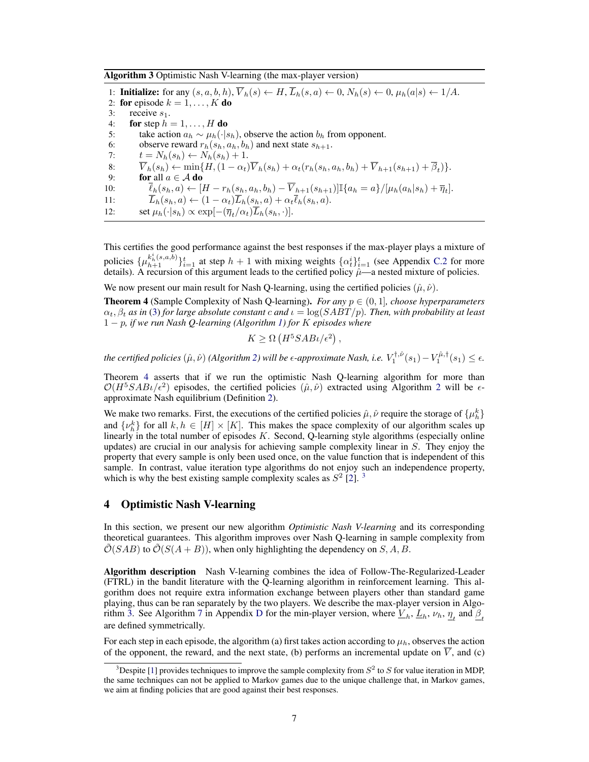**Algorithm 3** Optimistic Nash V-learning (the max-player version)

```
1: Initialize: for any (s, a, b, h), V̄_h(s) ← H, L̄_h(s, a) ← 0, N_h(s) ← 0, μ_h(a|s) ← 1/A.
2: for episode k = 1, ..., K do
3:    receive s_1.
4:    for step h = 1, ..., H do
5:       take action a_h ~ μ_h(·|s_h), observe the action b_h from opponent.
6:       observe reward r_h(s_h, a_h, b_h) and next state s_{h+1}.
7:       t = N_h(s_h) ← N_h(s_h) + 1.
8:       V̄_h(s_h) ← min{H, (1 − α_t)V̄_h(s_h) + α_t(r_h(s_h, a_h, b_h) + V̄_{h+1}(s_{h+1}) + β̄_t)}.
9:       for all a ∈ A do
10:         ℓ̄_h(s_h, a) ← [H − r_h(s_h, a_h, b_h) − V̄_{h+1}(s_{h+1})]𝕀{a_h = a}/[μ_h(a_h|s_h) + η̄_t].
11:         L̄_h(s_h, a) ← (1 − α_t)L̄_h(s_h, a) + α_t ℓ̄_h(s_h, a).
12:      set μ_h(·|s_h) ∝ exp[−(η̄_t/α_t)L̄_h(s_h, ·)].
```

This certifies the good performance against the best responses if the max-player plays a mixture of policies $\{\mu_{h+1}^{k_h^i(s,a,b)}\}_{i=1}^t$ at step $h+1$ with mixing weights $\{\alpha_t^i\}_{i=1}^t$ (see Appendix C.2 for more details). A recursion of this argument leads to the certified policy $\hat{\mu}$—a nested mixture of policies.

We now present our main result for Nash Q-learning, using the certified policies $(\hat{\mu}, \hat{\nu})$.

**Theorem 4** (Sample Complexity of Nash Q-learning). *For any $p \in (0, 1]$, choose hyperparameters $\alpha_t, \beta_t$ as in (3) for large absolute constant $c$ and $\iota = \log(SABT/p)$. Then, with probability at least $1 - p$, if we run Nash Q-learning (Algorithm 1) for $K$ episodes where*

$$K \geq \Omega\left(H^5 SAB\iota/\epsilon^2\right),$$

*the certified policies $(\hat{\mu}, \hat{\nu})$ (Algorithm 2) will be $\epsilon$-approximate Nash, i.e. $V_1^{\dagger,\hat{\nu}}(s_1) - V_1^{\hat{\mu},\dagger}(s_1) \leq \epsilon$.*

Theorem 4 asserts that if we run the optimistic Nash Q-learning algorithm for more than $\mathcal{O}(H^5 SAB\iota/\epsilon^2)$ episodes, the certified policies $(\hat{\mu}, \hat{\nu})$ extracted using Algorithm 2 will be $\epsilon$-approximate Nash equilibrium (Definition 2).

We make two remarks. First, the executions of the certified policies $\hat{\mu}, \hat{\nu}$ require the storage of $\{\mu_h^k\}$ and $\{\nu_h^k\}$ for all $k, h \in [H] \times [K]$. This makes the space complexity of our algorithm scales up linearly in the total number of episodes $K$. Second, Q-learning style algorithms (especially online updates) are crucial in our analysis for achieving sample complexity linear in $S$. They enjoy the property that every sample is only been used once, on the value function that is independent of this sample. In contrast, value iteration type algorithms do not enjoy such an independence property, which is why the best existing sample complexity scales as $S^2$ [2]. [3]

## 4 Optimistic Nash V-learning

In this section, we present our new algorithm *Optimistic Nash V-learning* and its corresponding theoretical guarantees. This algorithm improves over Nash Q-learning in sample complexity from $\tilde{\mathcal{O}}(SAB)$ to $\tilde{\mathcal{O}}(S(A+B))$, when only highlighting the dependency on $S, A, B$.

**Algorithm description** Nash V-learning combines the idea of Follow-The-Regularized-Leader (FTRL) in the bandit literature with the Q-learning algorithm in reinforcement learning. This algorithm does not require extra information exchange between players other than standard game playing, thus can be ran separately by the two players. We describe the max-player version in Algorithm 3. See Algorithm 7 in Appendix D for the min-player version, where $\underline{V}_h$, $\underline{L}_h$, $\nu_h$, $\underline{\eta}_t$ and $\underline{\beta}_t$ are defined symmetrically.

For each step in each episode, the algorithm (a) first takes action according to $\mu_h$, observes the action of the opponent, the reward, and the next state, (b) performs an incremental update on $\overline{V}$, and (c)

[3] Despite [1] provides techniques to improve the sample complexity from $S^2$ to $S$ for value iteration in MDP, the same techniques can not be applied to Markov games due to the unique challenge that, in Markov games, we aim at finding policies that are good against their best responses.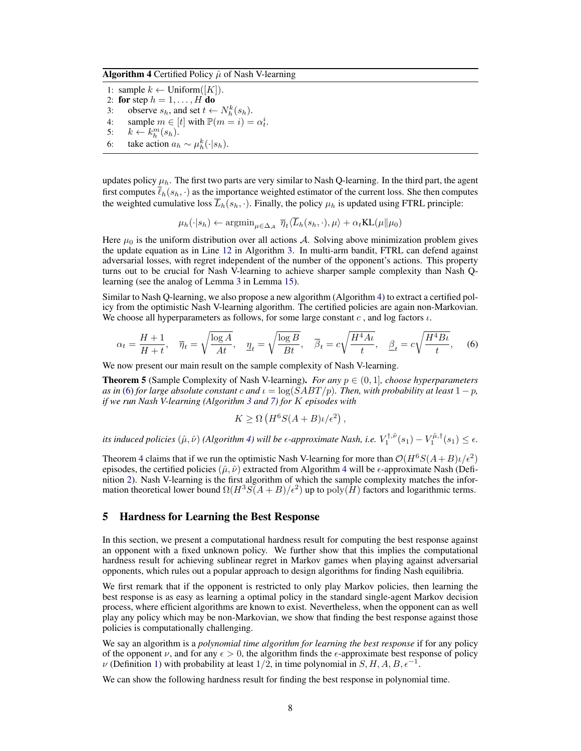**Algorithm 4** Certified Policy $\hat{\mu}$ of Nash V-learning

```
1: sample k ← Uniform([K]).
2: for step h = 1, ..., H do
3:     observe s_h, and set t ← N_h^k(s_h).
4:     sample m ∈ [t] with P(m = i) = α_t^i.
5:     k ← k_h^m(s_h).
6:     take action a_h ∼ μ_h^k(·|s_h).
```

updates policy $\mu_h$. The first two parts are very similar to Nash Q-learning. In the third part, the agent first computes $\overline{\ell}_h(s_h, \cdot)$ as the importance weighted estimator of the current loss. She then computes the weighted cumulative loss $\overline{L}_h(s_h, \cdot)$. Finally, the policy $\mu_h$ is updated using FTRL principle:

$$\mu_h(\cdot|s_h) \leftarrow \mathrm{argmin}_{\mu \in \Delta_{\mathcal{A}}} \ \overline{\eta}_t \langle \overline{L}_h(s_h, \cdot), \mu \rangle + \alpha_t \mathrm{KL}(\mu \| \mu_0)$$

Here $\mu_0$ is the uniform distribution over all actions $\mathcal{A}$. Solving above minimization problem gives the update equation as in Line 12 in Algorithm 3. In multi-arm bandit, FTRL can defend against adversarial losses, with regret independent of the number of the opponent's actions. This property turns out to be crucial for Nash V-learning to achieve sharper sample complexity than Nash Q-learning (see the analog of Lemma 3 in Lemma 15).

Similar to Nash Q-learning, we also propose a new algorithm (Algorithm 4) to extract a certified policy from the optimistic Nash V-learning algorithm. The certified policies are again non-Markovian. We choose all hyperparameters as follows, for some large constant $c$ , and log factors $\iota$.

$$\alpha_t = \frac{H+1}{H+t}, \quad \overline{\eta}_t = \sqrt{\frac{\log A}{At}}, \quad \underline{\eta}_t = \sqrt{\frac{\log B}{Bt}}, \quad \overline{\beta}_t = c\sqrt{\frac{H^4 A\iota}{t}}, \quad \underline{\beta}_t = c\sqrt{\frac{H^4 B\iota}{t}}, \tag{6}$$

We now present our main result on the sample complexity of Nash V-learning.

**Theorem 5** (Sample Complexity of Nash V-learning). *For any $p \in (0, 1]$, choose hyperparameters as in (6) for large absolute constant $c$ and $\iota = \log(SABT/p)$. Then, with probability at least $1 - p$, if we run Nash V-learning (Algorithm 3 and 7) for $K$ episodes with*

$$K \geq \Omega\left(H^6 S(A+B)\iota/\epsilon^2\right),$$

*its induced policies $(\hat{\mu}, \hat{\nu})$ (Algorithm 4) will be $\epsilon$-approximate Nash, i.e. $V_1^{\dagger,\hat{\nu}}(s_1) - V_1^{\hat{\mu},\dagger}(s_1) \leq \epsilon$.*

Theorem 4 claims that if we run the optimistic Nash V-learning for more than $\mathcal{O}(H^6 S(A+B)\iota/\epsilon^2)$ episodes, the certified policies $(\hat{\mu}, \hat{\nu})$ extracted from Algorithm 4 will be $\epsilon$-approximate Nash (Definition 2). Nash V-learning is the first algorithm of which the sample complexity matches the information theoretical lower bound $\Omega(H^3 S(A+B)/\epsilon^2)$ up to $\mathrm{poly}(H)$ factors and logarithmic terms.

## 5 Hardness for Learning the Best Response

In this section, we present a computational hardness result for computing the best response against an opponent with a fixed unknown policy. We further show that this implies the computational hardness result for achieving sublinear regret in Markov games when playing against adversarial opponents, which rules out a popular approach to design algorithms for finding Nash equilibria.

We first remark that if the opponent is restricted to only play Markov policies, then learning the best response is as easy as learning a optimal policy in the standard single-agent Markov decision process, where efficient algorithms are known to exist. Nevertheless, when the opponent can as well play any policy which may be non-Markovian, we show that finding the best response against those policies is computationally challenging.

We say an algorithm is a *polynomial time algorithm for learning the best response* if for any policy of the opponent $\nu$, and for any $\epsilon > 0$, the algorithm finds the $\epsilon$-approximate best response of policy $\nu$ (Definition 1) with probability at least $1/2$, in time polynomial in $S, H, A, B, \epsilon^{-1}$.

We can show the following hardness result for finding the best response in polynomial time.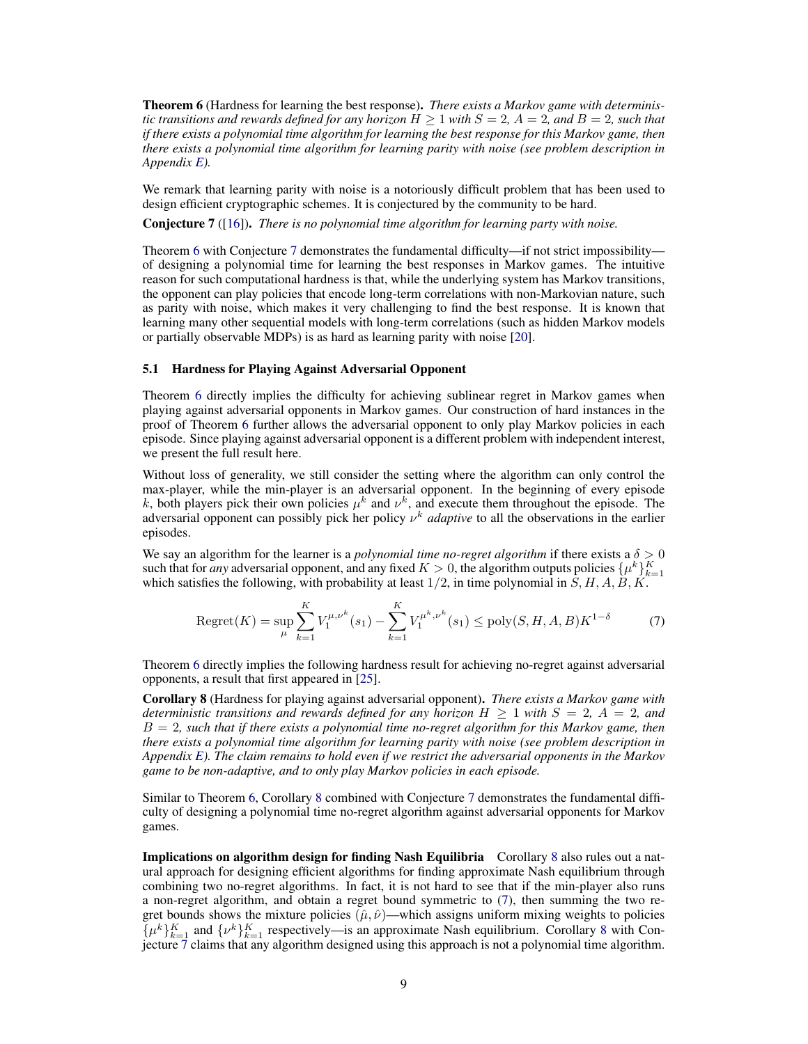**Theorem 6** (Hardness for learning the best response). *There exists a Markov game with deterministic transitions and rewards defined for any horizon $H \geq 1$ with $S = 2$, $A = 2$, and $B = 2$, such that if there exists a polynomial time algorithm for learning the best response for this Markov game, then there exists a polynomial time algorithm for learning parity with noise (see problem description in Appendix E).*

We remark that learning parity with noise is a notoriously difficult problem that has been used to design efficient cryptographic schemes. It is conjectured by the community to be hard.

**Conjecture 7** ([16]). *There is no polynomial time algorithm for learning party with noise.*

Theorem 6 with Conjecture 7 demonstrates the fundamental difficulty—if not strict impossibility—of designing a polynomial time for learning the best responses in Markov games. The intuitive reason for such computational hardness is that, while the underlying system has Markov transitions, the opponent can play policies that encode long-term correlations with non-Markovian nature, such as parity with noise, which makes it very challenging to find the best response. It is known that learning many other sequential models with long-term correlations (such as hidden Markov models or partially observable MDPs) is as hard as learning parity with noise [20].

### 5.1 Hardness for Playing Against Adversarial Opponent

Theorem 6 directly implies the difficulty for achieving sublinear regret in Markov games when playing against adversarial opponents in Markov games. Our construction of hard instances in the proof of Theorem 6 further allows the adversarial opponent to only play Markov policies in each episode. Since playing against adversarial opponent is a different problem with independent interest, we present the full result here.

Without loss of generality, we still consider the setting where the algorithm can only control the max-player, while the min-player is an adversarial opponent. In the beginning of every episode $k$, both players pick their own policies $\mu^k$ and $\nu^k$, and execute them throughout the episode. The adversarial opponent can possibly pick her policy $\nu^k$ *adaptive* to all the observations in the earlier episodes.

We say an algorithm for the learner is a *polynomial time no-regret algorithm* if there exists a $\delta > 0$ such that for *any* adversarial opponent, and any fixed $K > 0$, the algorithm outputs policies $\{\mu^k\}_{k=1}^K$ which satisfies the following, with probability at least $1/2$, in time polynomial in $S, H, A, B, K$.

$$\text{Regret}(K) = \sup_{\mu} \sum_{k=1}^{K} V_1^{\mu,\nu^k}(s_1) - \sum_{k=1}^{K} V_1^{\mu^k,\nu^k}(s_1) \leq \text{poly}(S, H, A, B) K^{1-\delta} \tag{7}$$

Theorem 6 directly implies the following hardness result for achieving no-regret against adversarial opponents, a result that first appeared in [25].

**Corollary 8** (Hardness for playing against adversarial opponent). *There exists a Markov game with deterministic transitions and rewards defined for any horizon $H \geq 1$ with $S = 2$, $A = 2$, and $B = 2$, such that if there exists a polynomial time no-regret algorithm for this Markov game, then there exists a polynomial time algorithm for learning parity with noise (see problem description in Appendix E). The claim remains to hold even if we restrict the adversarial opponents in the Markov game to be non-adaptive, and to only play Markov policies in each episode.*

Similar to Theorem 6, Corollary 8 combined with Conjecture 7 demonstrates the fundamental difficulty of designing a polynomial time no-regret algorithm against adversarial opponents for Markov games.

**Implications on algorithm design for finding Nash Equilibria** Corollary 8 also rules out a natural approach for designing efficient algorithms for finding approximate Nash equilibrium through combining two no-regret algorithms. In fact, it is not hard to see that if the min-player also runs a non-regret algorithm, and obtain a regret bound symmetric to (7), then summing the two regret bounds shows the mixture policies $(\hat{\mu}, \hat{\nu})$—which assigns uniform mixing weights to policies $\{\mu^k\}_{k=1}^K$ and $\{\nu^k\}_{k=1}^K$ respectively—is an approximate Nash equilibrium. Corollary 8 with Conjecture 7 claims that any algorithm designed using this approach is not a polynomial time algorithm.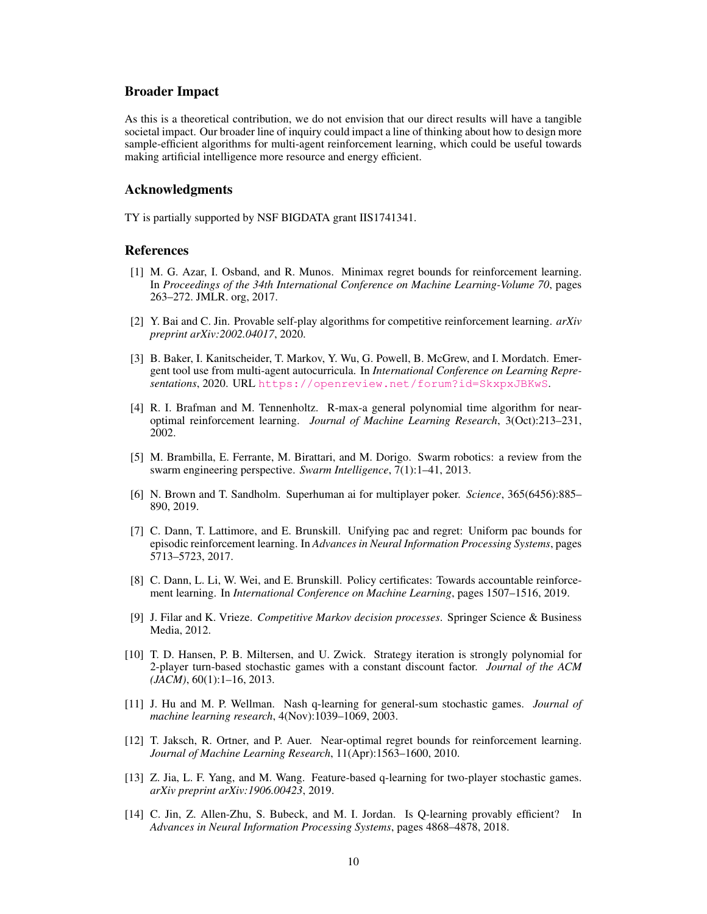## Broader Impact

As this is a theoretical contribution, we do not envision that our direct results will have a tangible societal impact. Our broader line of inquiry could impact a line of thinking about how to design more sample-efficient algorithms for multi-agent reinforcement learning, which could be useful towards making artificial intelligence more resource and energy efficient.

## Acknowledgments

TY is partially supported by NSF BIGDATA grant IIS1741341.

## References

[1] M. G. Azar, I. Osband, and R. Munos. Minimax regret bounds for reinforcement learning. In *Proceedings of the 34th International Conference on Machine Learning-Volume 70*, pages 263–272. JMLR. org, 2017.

[2] Y. Bai and C. Jin. Provable self-play algorithms for competitive reinforcement learning. *arXiv preprint arXiv:2002.04017*, 2020.

[3] B. Baker, I. Kanitscheider, T. Markov, Y. Wu, G. Powell, B. McGrew, and I. Mordatch. Emergent tool use from multi-agent autocurricula. In *International Conference on Learning Representations*, 2020. URL https://openreview.net/forum?id=SkxpxJBKwS.

[4] R. I. Brafman and M. Tennenholtz. R-max-a general polynomial time algorithm for near-optimal reinforcement learning. *Journal of Machine Learning Research*, 3(Oct):213–231, 2002.

[5] M. Brambilla, E. Ferrante, M. Birattari, and M. Dorigo. Swarm robotics: a review from the swarm engineering perspective. *Swarm Intelligence*, 7(1):1–41, 2013.

[6] N. Brown and T. Sandholm. Superhuman ai for multiplayer poker. *Science*, 365(6456):885–890, 2019.

[7] C. Dann, T. Lattimore, and E. Brunskill. Unifying pac and regret: Uniform pac bounds for episodic reinforcement learning. In *Advances in Neural Information Processing Systems*, pages 5713–5723, 2017.

[8] C. Dann, L. Li, W. Wei, and E. Brunskill. Policy certificates: Towards accountable reinforcement learning. In *International Conference on Machine Learning*, pages 1507–1516, 2019.

[9] J. Filar and K. Vrieze. *Competitive Markov decision processes*. Springer Science & Business Media, 2012.

[10] T. D. Hansen, P. B. Miltersen, and U. Zwick. Strategy iteration is strongly polynomial for 2-player turn-based stochastic games with a constant discount factor. *Journal of the ACM (JACM)*, 60(1):1–16, 2013.

[11] J. Hu and M. P. Wellman. Nash q-learning for general-sum stochastic games. *Journal of machine learning research*, 4(Nov):1039–1069, 2003.

[12] T. Jaksch, R. Ortner, and P. Auer. Near-optimal regret bounds for reinforcement learning. *Journal of Machine Learning Research*, 11(Apr):1563–1600, 2010.

[13] Z. Jia, L. F. Yang, and M. Wang. Feature-based q-learning for two-player stochastic games. *arXiv preprint arXiv:1906.00423*, 2019.

[14] C. Jin, Z. Allen-Zhu, S. Bubeck, and M. I. Jordan. Is Q-learning provably efficient? In *Advances in Neural Information Processing Systems*, pages 4868–4878, 2018.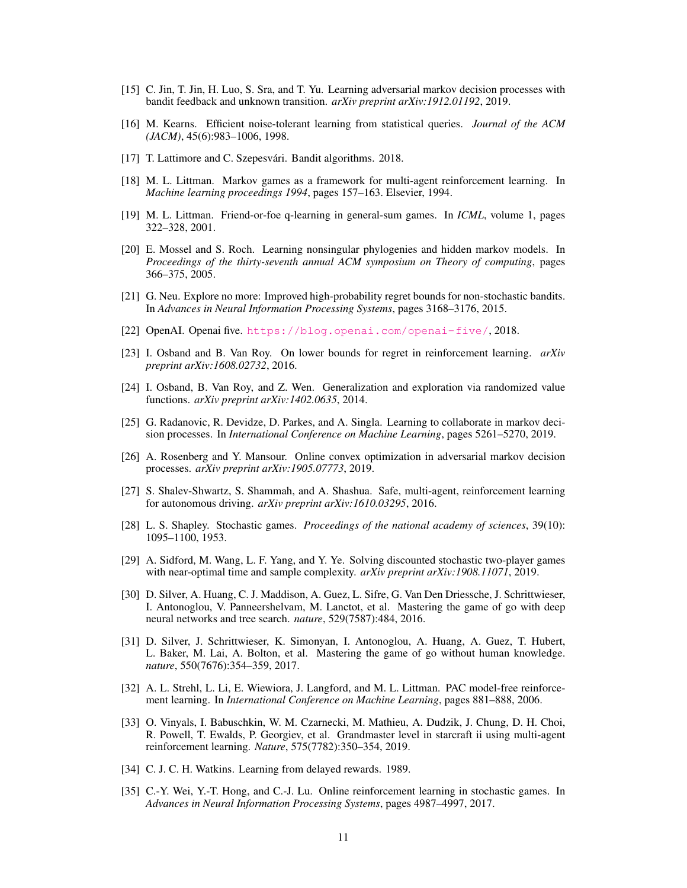[15] C. Jin, T. Jin, H. Luo, S. Sra, and T. Yu. Learning adversarial markov decision processes with bandit feedback and unknown transition. *arXiv preprint arXiv:1912.01192*, 2019.

[16] M. Kearns. Efficient noise-tolerant learning from statistical queries. *Journal of the ACM (JACM)*, 45(6):983–1006, 1998.

[17] T. Lattimore and C. Szepesvári. Bandit algorithms. 2018.

[18] M. L. Littman. Markov games as a framework for multi-agent reinforcement learning. In *Machine learning proceedings 1994*, pages 157–163. Elsevier, 1994.

[19] M. L. Littman. Friend-or-foe q-learning in general-sum games. In *ICML*, volume 1, pages 322–328, 2001.

[20] E. Mossel and S. Roch. Learning nonsingular phylogenies and hidden markov models. In *Proceedings of the thirty-seventh annual ACM symposium on Theory of computing*, pages 366–375, 2005.

[21] G. Neu. Explore no more: Improved high-probability regret bounds for non-stochastic bandits. In *Advances in Neural Information Processing Systems*, pages 3168–3176, 2015.

[22] OpenAI. Openai five. https://blog.openai.com/openai-five/, 2018.

[23] I. Osband and B. Van Roy. On lower bounds for regret in reinforcement learning. *arXiv preprint arXiv:1608.02732*, 2016.

[24] I. Osband, B. Van Roy, and Z. Wen. Generalization and exploration via randomized value functions. *arXiv preprint arXiv:1402.0635*, 2014.

[25] G. Radanovic, R. Devidze, D. Parkes, and A. Singla. Learning to collaborate in markov decision processes. In *International Conference on Machine Learning*, pages 5261–5270, 2019.

[26] A. Rosenberg and Y. Mansour. Online convex optimization in adversarial markov decision processes. *arXiv preprint arXiv:1905.07773*, 2019.

[27] S. Shalev-Shwartz, S. Shammah, and A. Shashua. Safe, multi-agent, reinforcement learning for autonomous driving. *arXiv preprint arXiv:1610.03295*, 2016.

[28] L. S. Shapley. Stochastic games. *Proceedings of the national academy of sciences*, 39(10): 1095–1100, 1953.

[29] A. Sidford, M. Wang, L. F. Yang, and Y. Ye. Solving discounted stochastic two-player games with near-optimal time and sample complexity. *arXiv preprint arXiv:1908.11071*, 2019.

[30] D. Silver, A. Huang, C. J. Maddison, A. Guez, L. Sifre, G. Van Den Driessche, J. Schrittwieser, I. Antonoglou, V. Panneershelvam, M. Lanctot, et al. Mastering the game of go with deep neural networks and tree search. *nature*, 529(7587):484, 2016.

[31] D. Silver, J. Schrittwieser, K. Simonyan, I. Antonoglou, A. Huang, A. Guez, T. Hubert, L. Baker, M. Lai, A. Bolton, et al. Mastering the game of go without human knowledge. *nature*, 550(7676):354–359, 2017.

[32] A. L. Strehl, L. Li, E. Wiewiora, J. Langford, and M. L. Littman. PAC model-free reinforcement learning. In *International Conference on Machine Learning*, pages 881–888, 2006.

[33] O. Vinyals, I. Babuschkin, W. M. Czarnecki, M. Mathieu, A. Dudzik, J. Chung, D. H. Choi, R. Powell, T. Ewalds, P. Georgiev, et al. Grandmaster level in starcraft ii using multi-agent reinforcement learning. *Nature*, 575(7782):350–354, 2019.

[34] C. J. C. H. Watkins. Learning from delayed rewards. 1989.

[35] C.-Y. Wei, Y.-T. Hong, and C.-J. Lu. Online reinforcement learning in stochastic games. In *Advances in Neural Information Processing Systems*, pages 4987–4997, 2017.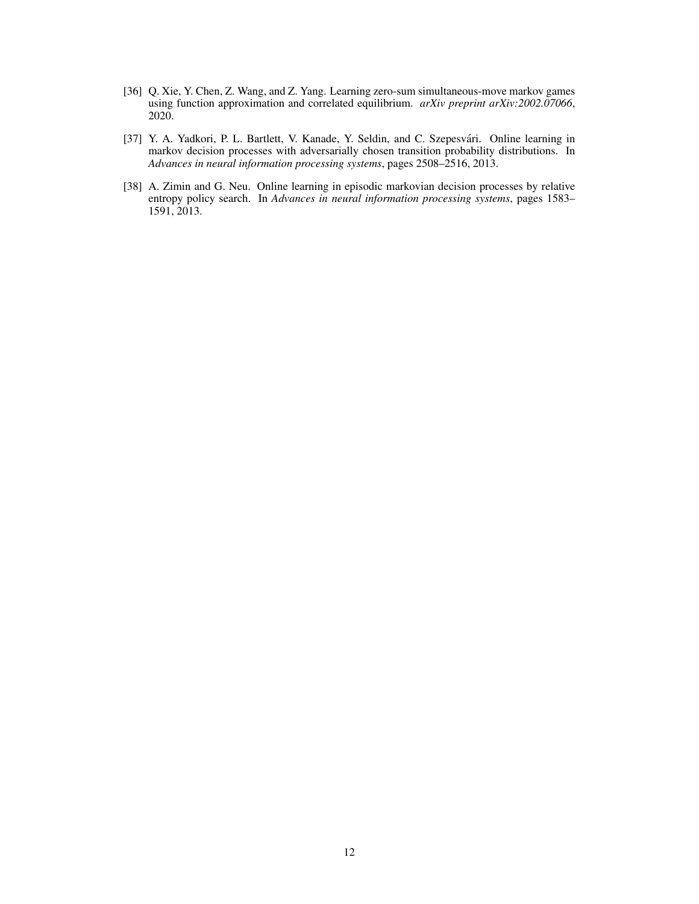[36] Q. Xie, Y. Chen, Z. Wang, and Z. Yang. Learning zero-sum simultaneous-move markov games using function approximation and correlated equilibrium. *arXiv preprint arXiv:2002.07066*, 2020.

[37] Y. A. Yadkori, P. L. Bartlett, V. Kanade, Y. Seldin, and C. Szepesvári. Online learning in markov decision processes with adversarially chosen transition probability distributions. In *Advances in neural information processing systems*, pages 2508–2516, 2013.

[38] A. Zimin and G. Neu. Online learning in episodic markovian decision processes by relative entropy policy search. In *Advances in neural information processing systems*, pages 1583–1591, 2013.